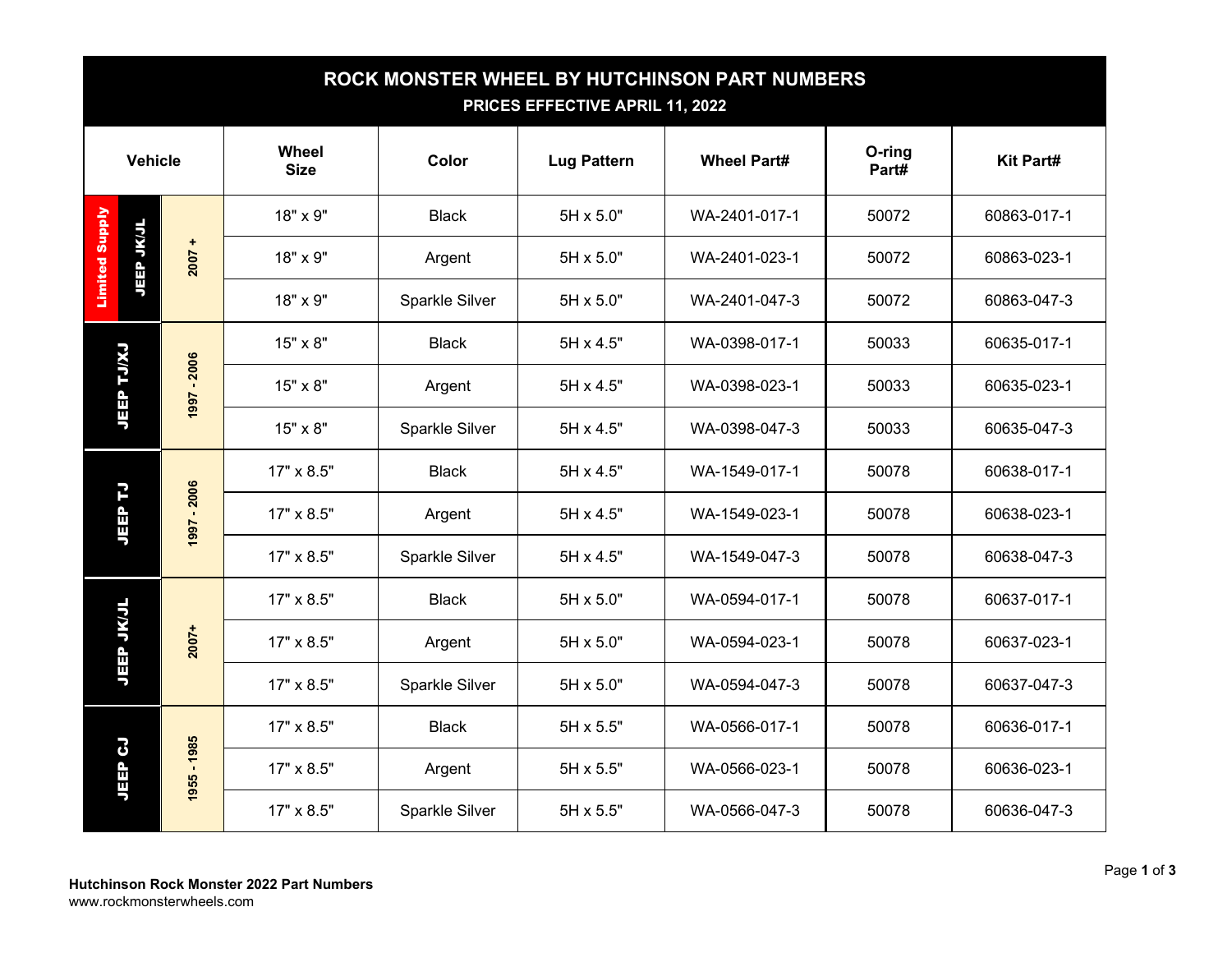# ROCK MONSTER WHEEL BY HUTCHINSON PART NUMBERS

**PRICES EFFECTIVE APRIL 11, 2022**

| Vehicle | | Wheel Size | Color | Lug Pattern | Wheel Part# | O-ring Part# | Kit Part# |
|---|---|---|---|---|---|---|---|
| Limited Supply JEEP JK/JL | 2007 + | 18" x 9" | Black | 5H x 5.0" | WA-2401-017-1 | 50072 | 60863-017-1 |
| | | 18" x 9" | Argent | 5H x 5.0" | WA-2401-023-1 | 50072 | 60863-023-1 |
| | | 18" x 9" | Sparkle Silver | 5H x 5.0" | WA-2401-047-3 | 50072 | 60863-047-3 |
| JEEP TJ/XJ | 1997 - 2006 | 15" x 8" | Black | 5H x 4.5" | WA-0398-017-1 | 50033 | 60635-017-1 |
| | | 15" x 8" | Argent | 5H x 4.5" | WA-0398-023-1 | 50033 | 60635-023-1 |
| | | 15" x 8" | Sparkle Silver | 5H x 4.5" | WA-0398-047-3 | 50033 | 60635-047-3 |
| JEEP TJ | 1997 - 2006 | 17" x 8.5" | Black | 5H x 4.5" | WA-1549-017-1 | 50078 | 60638-017-1 |
| | | 17" x 8.5" | Argent | 5H x 4.5" | WA-1549-023-1 | 50078 | 60638-023-1 |
| | | 17" x 8.5" | Sparkle Silver | 5H x 4.5" | WA-1549-047-3 | 50078 | 60638-047-3 |
| JEEP JK/JL | 2007+ | 17" x 8.5" | Black | 5H x 5.0" | WA-0594-017-1 | 50078 | 60637-017-1 |
| | | 17" x 8.5" | Argent | 5H x 5.0" | WA-0594-023-1 | 50078 | 60637-023-1 |
| | | 17" x 8.5" | Sparkle Silver | 5H x 5.0" | WA-0594-047-3 | 50078 | 60637-047-3 |
| JEEP CJ | 1955 - 1985 | 17" x 8.5" | Black | 5H x 5.5" | WA-0566-017-1 | 50078 | 60636-017-1 |
| | | 17" x 8.5" | Argent | 5H x 5.5" | WA-0566-023-1 | 50078 | 60636-023-1 |
| | | 17" x 8.5" | Sparkle Silver | 5H x 5.5" | WA-0566-047-3 | 50078 | 60636-047-3 |

**Hutchinson Rock Monster 2022 Part Numbers**
www.rockmonsterwheels.com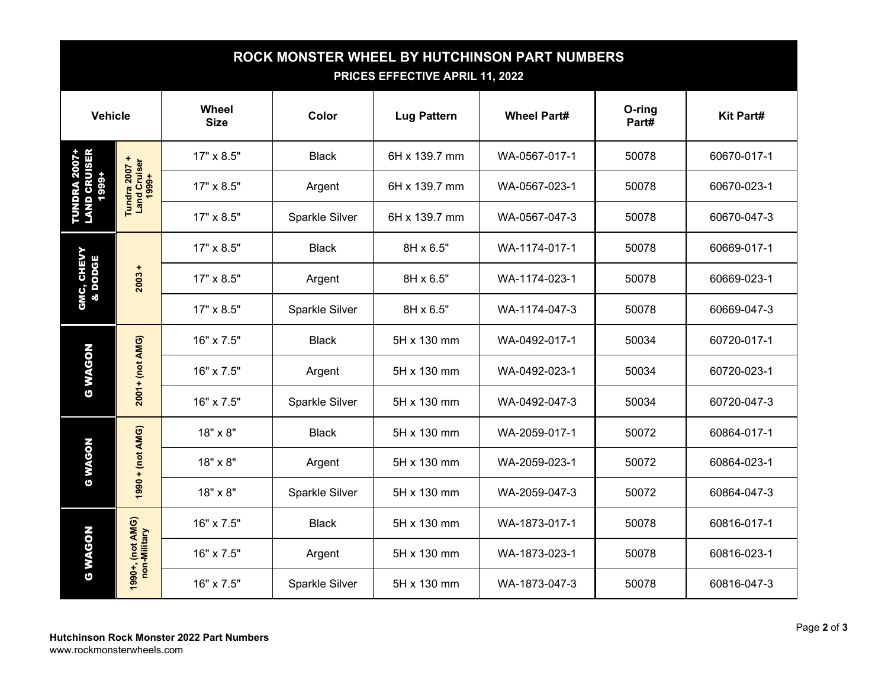# ROCK MONSTER WHEEL BY HUTCHINSON PART NUMBERS

**PRICES EFFECTIVE APRIL 11, 2022**

| Vehicle | | Wheel Size | Color | Lug Pattern | Wheel Part# | O-ring Part# | Kit Part# |
|---|---|---|---|---|---|---|---|
| TUNDRA 2007+ LAND CRUISER 1999+ | Tundra 2007 + Land Cruiser 1999+ | 17" x 8.5" | Black | 6H x 139.7 mm | WA-0567-017-1 | 50078 | 60670-017-1 |
| | | 17" x 8.5" | Argent | 6H x 139.7 mm | WA-0567-023-1 | 50078 | 60670-023-1 |
| | | 17" x 8.5" | Sparkle Silver | 6H x 139.7 mm | WA-0567-047-3 | 50078 | 60670-047-3 |
| GMC, CHEVY & DODGE | 2003 + | 17" x 8.5" | Black | 8H x 6.5" | WA-1174-017-1 | 50078 | 60669-017-1 |
| | | 17" x 8.5" | Argent | 8H x 6.5" | WA-1174-023-1 | 50078 | 60669-023-1 |
| | | 17" x 8.5" | Sparkle Silver | 8H x 6.5" | WA-1174-047-3 | 50078 | 60669-047-3 |
| G WAGON | 2001+ (not AMG) | 16" x 7.5" | Black | 5H x 130 mm | WA-0492-017-1 | 50034 | 60720-017-1 |
| | | 16" x 7.5" | Argent | 5H x 130 mm | WA-0492-023-1 | 50034 | 60720-023-1 |
| | | 16" x 7.5" | Sparkle Silver | 5H x 130 mm | WA-0492-047-3 | 50034 | 60720-047-3 |
| G WAGON | 1990 + (not AMG) | 18" x 8" | Black | 5H x 130 mm | WA-2059-017-1 | 50072 | 60864-017-1 |
| | | 18" x 8" | Argent | 5H x 130 mm | WA-2059-023-1 | 50072 | 60864-023-1 |
| | | 18" x 8" | Sparkle Silver | 5H x 130 mm | WA-2059-047-3 | 50072 | 60864-047-3 |
| G WAGON | 1990+, (not AMG) non-Military | 16" x 7.5" | Black | 5H x 130 mm | WA-1873-017-1 | 50078 | 60816-017-1 |
| | | 16" x 7.5" | Argent | 5H x 130 mm | WA-1873-023-1 | 50078 | 60816-023-1 |
| | | 16" x 7.5" | Sparkle Silver | 5H x 130 mm | WA-1873-047-3 | 50078 | 60816-047-3 |

**Hutchinson Rock Monster 2022 Part Numbers**
www.rockmonsterwheels.com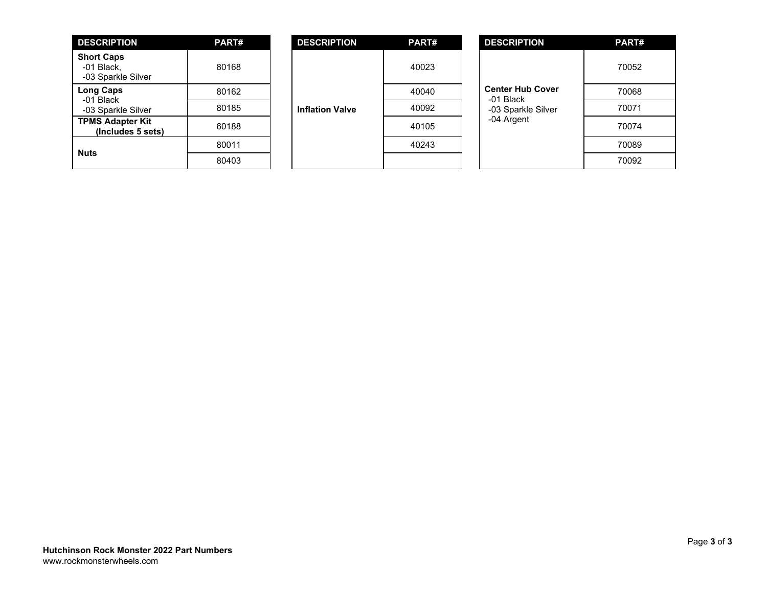| DESCRIPTION | PART# |
|---|---|
| **Short Caps**<br>-01 Black,<br>-03 Sparkle Silver | 80168 |
| **Long Caps**<br>-01 Black<br>-03 Sparkle Silver | 80162 |
| | 80185 |
| **TPMS Adapter Kit (Includes 5 sets)** | 60188 |
| **Nuts** | 80011 |
| | 80403 |

| DESCRIPTION | PART# |
|---|---|
| **Inflation Valve** | 40023 |
| | 40040 |
| | 40092 |
| | 40105 |
| | 40243 |
| | |

| DESCRIPTION | PART# |
|---|---|
| **Center Hub Cover**<br>-01 Black<br>-03 Sparkle Silver<br>-04 Argent | 70052 |
| | 70068 |
| | 70071 |
| | 70074 |
| | 70089 |
| | 70092 |

**Hutchinson Rock Monster 2022 Part Numbers**
www.rockmonsterwheels.com